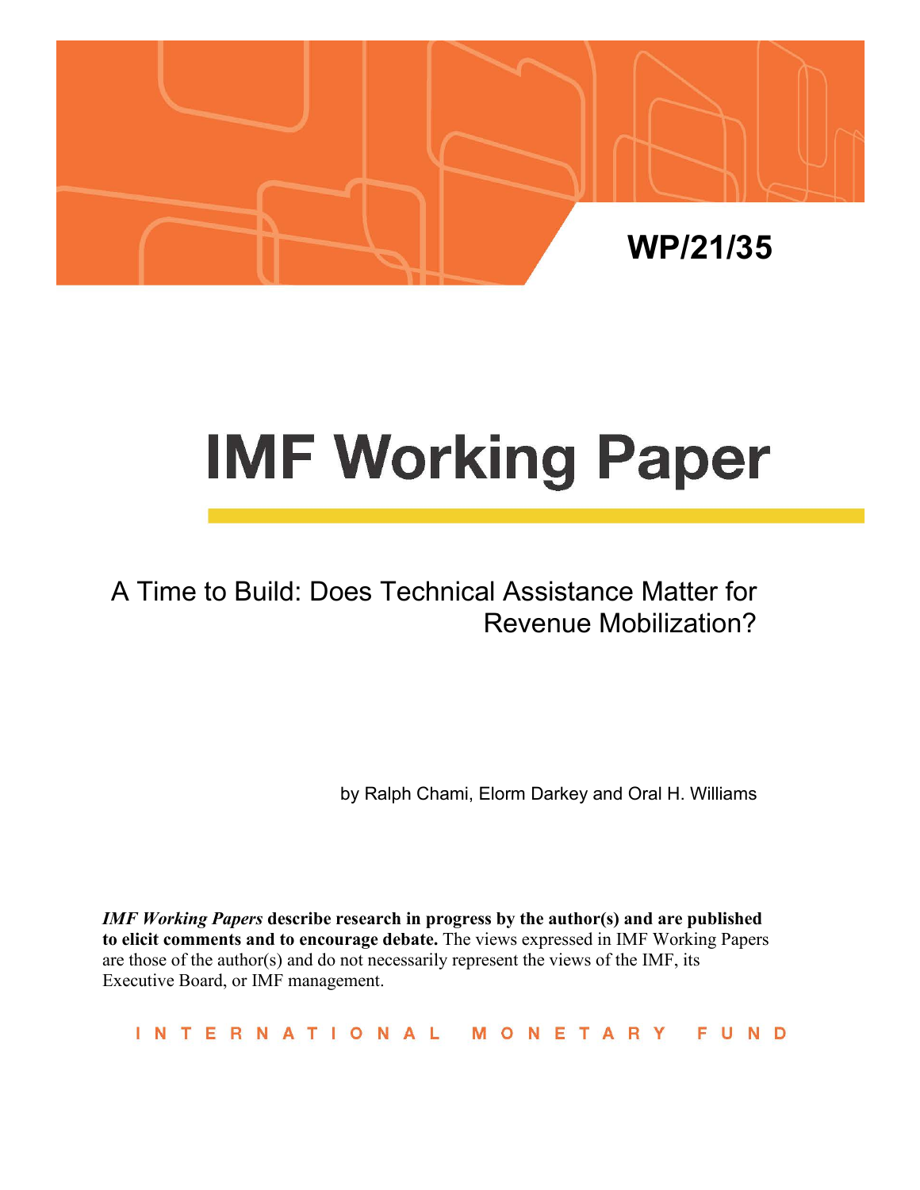WP/21/35

# IMF Working Paper

## A Time to Build: Does Technical Assistance Matter for Revenue Mobilization?

by Ralph Chami, Elorm Darkey and Oral H. Williams

***IMF Working Papers*** **describe research in progress by the author(s) and are published to elicit comments and to encourage debate.** The views expressed in IMF Working Papers are those of the author(s) and do not necessarily represent the views of the IMF, its Executive Board, or IMF management.

INTERNATIONAL MONETARY FUND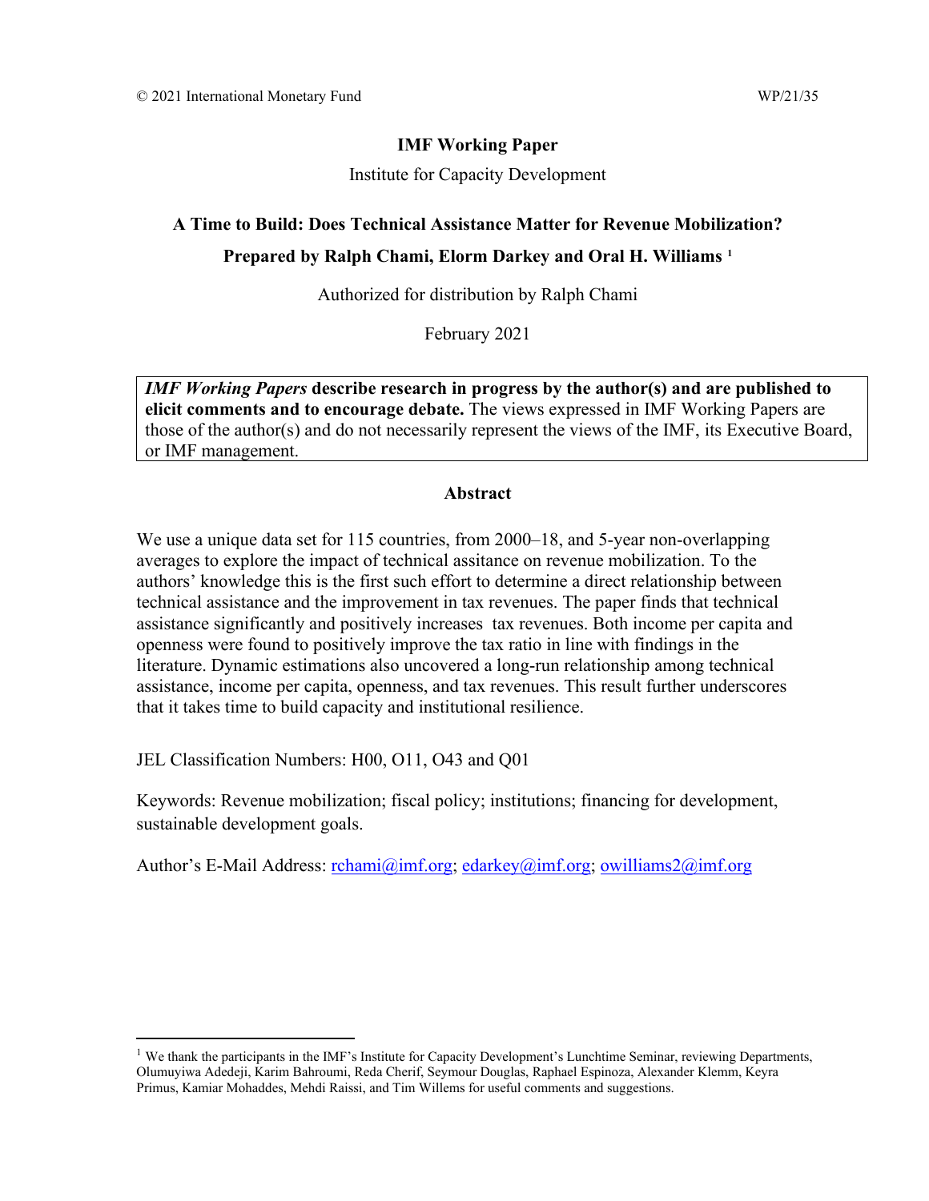© 2021 International Monetary Fund WP/21/35

**IMF Working Paper**

Institute for Capacity Development

**A Time to Build: Does Technical Assistance Matter for Revenue Mobilization?**

**Prepared by Ralph Chami, Elorm Darkey and Oral H. Williams** [1]

Authorized for distribution by Ralph Chami

February 2021

***IMF Working Papers* describe research in progress by the author(s) and are published to elicit comments and to encourage debate.** The views expressed in IMF Working Papers are those of the author(s) and do not necessarily represent the views of the IMF, its Executive Board, or IMF management.

## Abstract

We use a unique data set for 115 countries, from 2000–18, and 5-year non-overlapping averages to explore the impact of technical assitance on revenue mobilization. To the authors' knowledge this is the first such effort to determine a direct relationship between technical assistance and the improvement in tax revenues. The paper finds that technical assistance significantly and positively increases tax revenues. Both income per capita and openness were found to positively improve the tax ratio in line with findings in the literature. Dynamic estimations also uncovered a long-run relationship among technical assistance, income per capita, openness, and tax revenues. This result further underscores that it takes time to build capacity and institutional resilience.

JEL Classification Numbers: H00, O11, O43 and Q01

Keywords: Revenue mobilization; fiscal policy; institutions; financing for development, sustainable development goals.

Author's E-Mail Address: rchami@imf.org; edarkey@imf.org; owilliams2@imf.org

[1] We thank the participants in the IMF's Institute for Capacity Development's Lunchtime Seminar, reviewing Departments, Olumuyiwa Adedeji, Karim Bahroumi, Reda Cherif, Seymour Douglas, Raphael Espinoza, Alexander Klemm, Keyra Primus, Kamiar Mohaddes, Mehdi Raissi, and Tim Willems for useful comments and suggestions.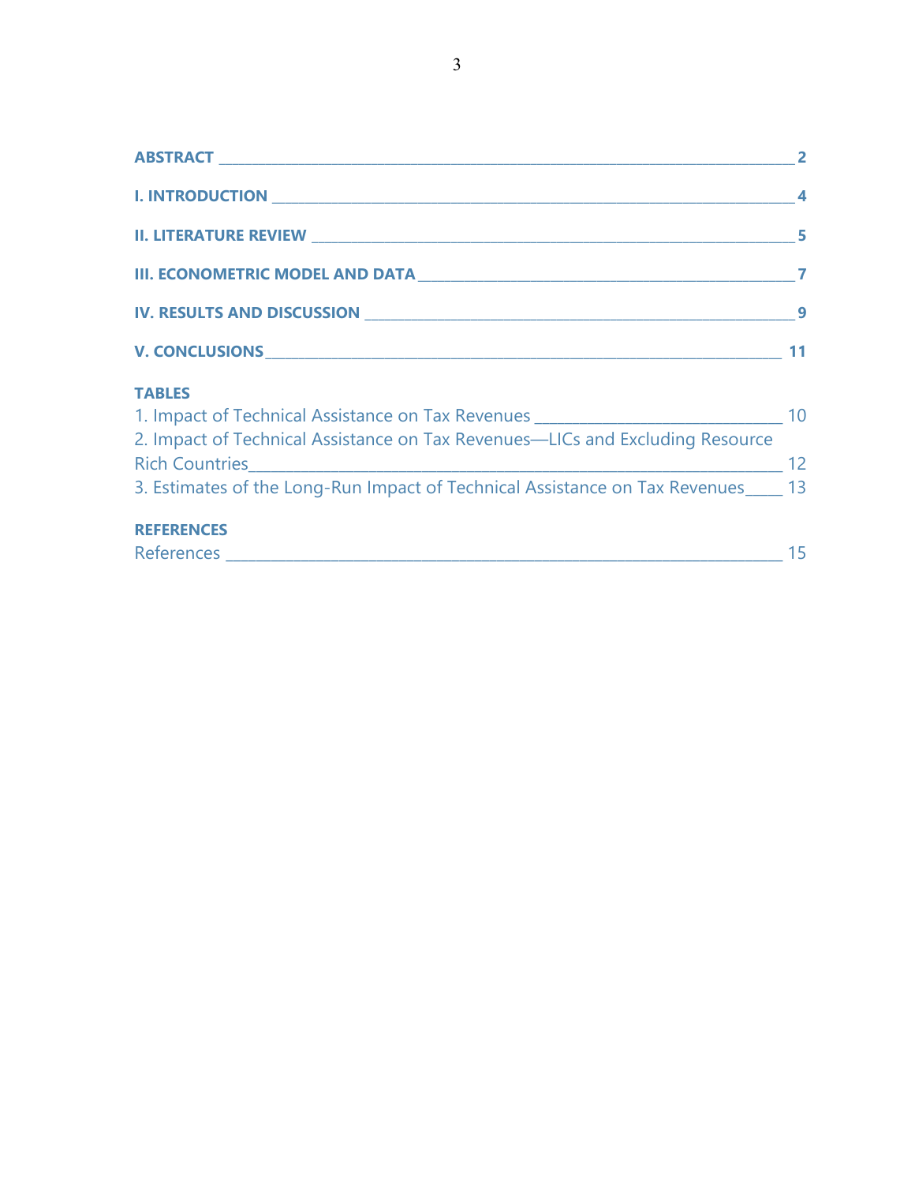ABSTRACT 2

I. INTRODUCTION 4

II. LITERATURE REVIEW 5

III. ECONOMETRIC MODEL AND DATA 7

IV. RESULTS AND DISCUSSION 9

V. CONCLUSIONS 11

**TABLES**

1. Impact of Technical Assistance on Tax Revenues 10
2. Impact of Technical Assistance on Tax Revenues—LICs and Excluding Resource Rich Countries 12
3. Estimates of the Long-Run Impact of Technical Assistance on Tax Revenues 13

**REFERENCES**

References 15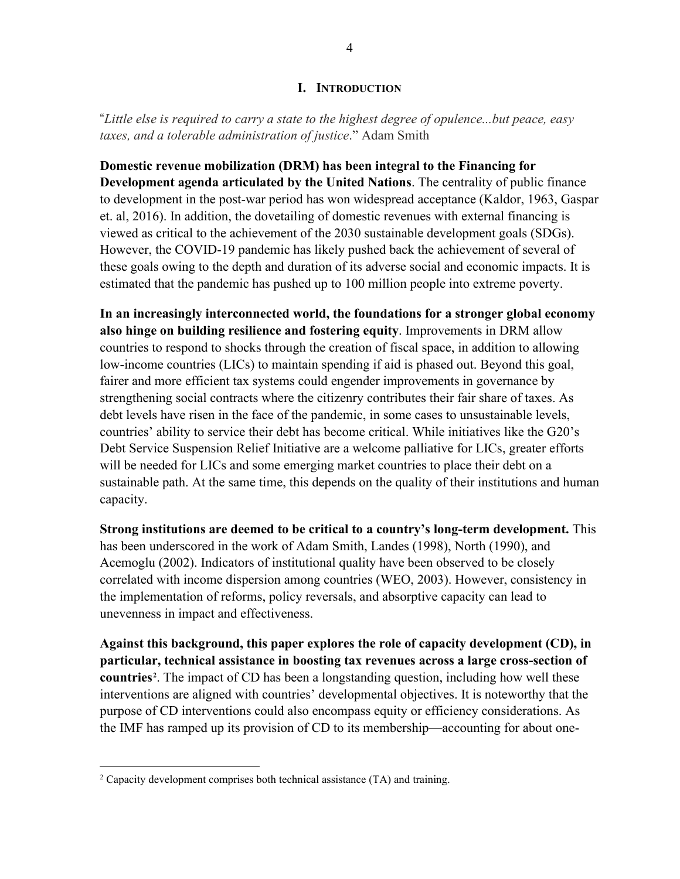## I. INTRODUCTION

"*Little else is required to carry a state to the highest degree of opulence...but peace, easy taxes, and a tolerable administration of justice*." Adam Smith

**Domestic revenue mobilization (DRM) has been integral to the Financing for Development agenda articulated by the United Nations**. The centrality of public finance to development in the post-war period has won widespread acceptance (Kaldor, 1963, Gaspar et. al, 2016). In addition, the dovetailing of domestic revenues with external financing is viewed as critical to the achievement of the 2030 sustainable development goals (SDGs). However, the COVID-19 pandemic has likely pushed back the achievement of several of these goals owing to the depth and duration of its adverse social and economic impacts. It is estimated that the pandemic has pushed up to 100 million people into extreme poverty.

**In an increasingly interconnected world, the foundations for a stronger global economy also hinge on building resilience and fostering equity**. Improvements in DRM allow countries to respond to shocks through the creation of fiscal space, in addition to allowing low-income countries (LICs) to maintain spending if aid is phased out. Beyond this goal, fairer and more efficient tax systems could engender improvements in governance by strengthening social contracts where the citizenry contributes their fair share of taxes. As debt levels have risen in the face of the pandemic, in some cases to unsustainable levels, countries' ability to service their debt has become critical. While initiatives like the G20's Debt Service Suspension Relief Initiative are a welcome palliative for LICs, greater efforts will be needed for LICs and some emerging market countries to place their debt on a sustainable path. At the same time, this depends on the quality of their institutions and human capacity.

**Strong institutions are deemed to be critical to a country's long-term development.** This has been underscored in the work of Adam Smith, Landes (1998), North (1990), and Acemoglu (2002). Indicators of institutional quality have been observed to be closely correlated with income dispersion among countries (WEO, 2003). However, consistency in the implementation of reforms, policy reversals, and absorptive capacity can lead to unevenness in impact and effectiveness.

**Against this background, this paper explores the role of capacity development (CD), in particular, technical assistance in boosting tax revenues across a large cross-section of countries**[2]. The impact of CD has been a longstanding question, including how well these interventions are aligned with countries' developmental objectives. It is noteworthy that the purpose of CD interventions could also encompass equity or efficiency considerations. As the IMF has ramped up its provision of CD to its membership—accounting for about one-

[2] Capacity development comprises both technical assistance (TA) and training.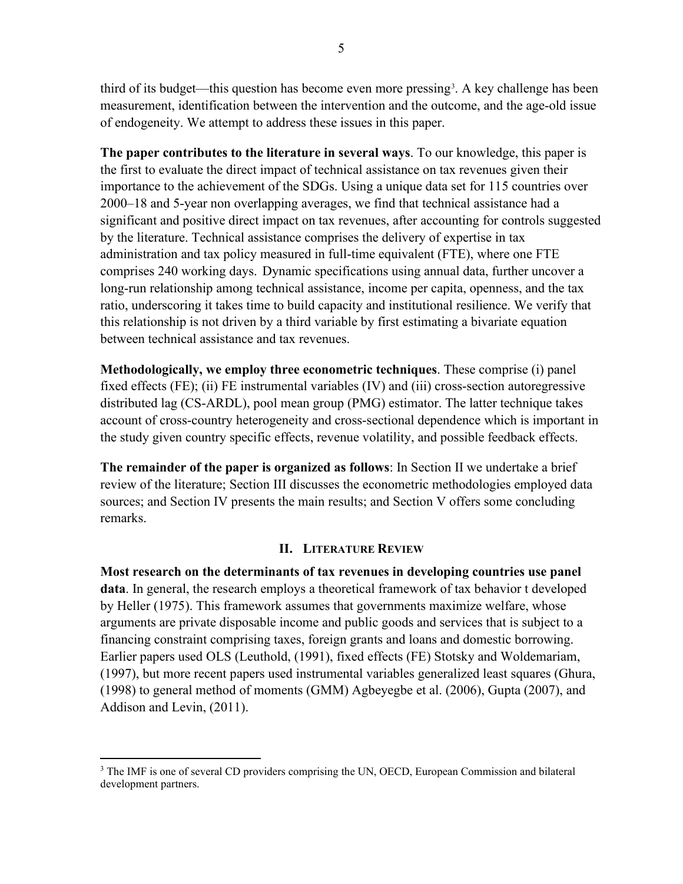third of its budget—this question has become even more pressing[3]. A key challenge has been measurement, identification between the intervention and the outcome, and the age-old issue of endogeneity. We attempt to address these issues in this paper.

**The paper contributes to the literature in several ways**. To our knowledge, this paper is the first to evaluate the direct impact of technical assistance on tax revenues given their importance to the achievement of the SDGs. Using a unique data set for 115 countries over 2000–18 and 5-year non overlapping averages, we find that technical assistance had a significant and positive direct impact on tax revenues, after accounting for controls suggested by the literature. Technical assistance comprises the delivery of expertise in tax administration and tax policy measured in full-time equivalent (FTE), where one FTE comprises 240 working days. Dynamic specifications using annual data, further uncover a long-run relationship among technical assistance, income per capita, openness, and the tax ratio, underscoring it takes time to build capacity and institutional resilience. We verify that this relationship is not driven by a third variable by first estimating a bivariate equation between technical assistance and tax revenues.

**Methodologically, we employ three econometric techniques**. These comprise (i) panel fixed effects (FE); (ii) FE instrumental variables (IV) and (iii) cross-section autoregressive distributed lag (CS-ARDL), pool mean group (PMG) estimator. The latter technique takes account of cross-country heterogeneity and cross-sectional dependence which is important in the study given country specific effects, revenue volatility, and possible feedback effects.

**The remainder of the paper is organized as follows**: In Section II we undertake a brief review of the literature; Section III discusses the econometric methodologies employed data sources; and Section IV presents the main results; and Section V offers some concluding remarks.

## II. Literature Review

**Most research on the determinants of tax revenues in developing countries use panel data**. In general, the research employs a theoretical framework of tax behavior t developed by Heller (1975). This framework assumes that governments maximize welfare, whose arguments are private disposable income and public goods and services that is subject to a financing constraint comprising taxes, foreign grants and loans and domestic borrowing. Earlier papers used OLS (Leuthold, (1991), fixed effects (FE) Stotsky and Woldemariam, (1997), but more recent papers used instrumental variables generalized least squares (Ghura, (1998) to general method of moments (GMM) Agbeyegbe et al. (2006), Gupta (2007), and Addison and Levin, (2011).

---

[3] The IMF is one of several CD providers comprising the UN, OECD, European Commission and bilateral development partners.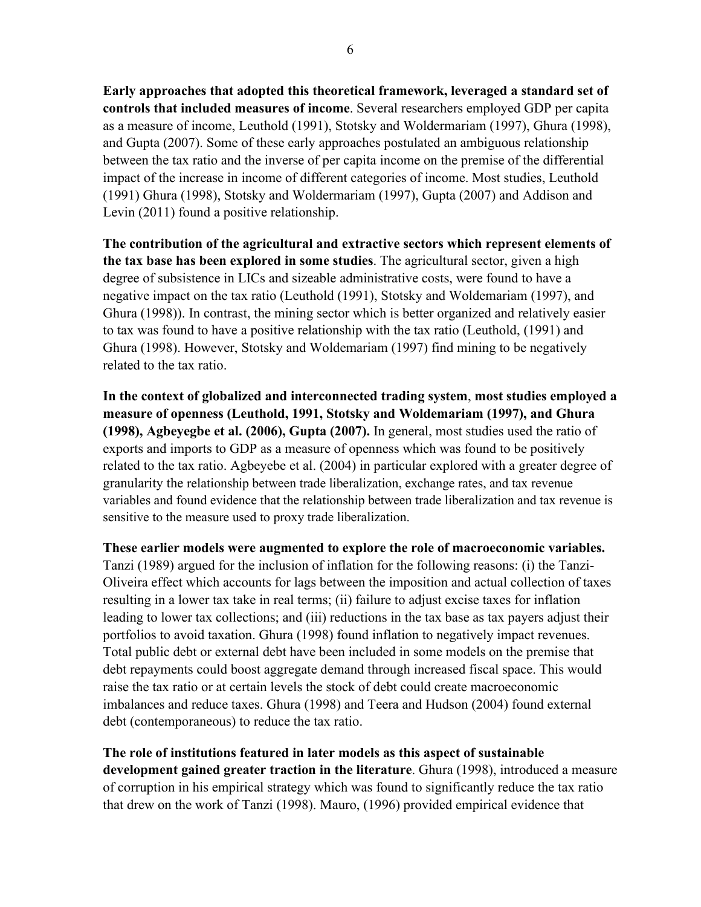**Early approaches that adopted this theoretical framework, leveraged a standard set of controls that included measures of income**. Several researchers employed GDP per capita as a measure of income, Leuthold (1991), Stotsky and Woldermariam (1997), Ghura (1998), and Gupta (2007). Some of these early approaches postulated an ambiguous relationship between the tax ratio and the inverse of per capita income on the premise of the differential impact of the increase in income of different categories of income. Most studies, Leuthold (1991) Ghura (1998), Stotsky and Woldermariam (1997), Gupta (2007) and Addison and Levin (2011) found a positive relationship.

**The contribution of the agricultural and extractive sectors which represent elements of the tax base has been explored in some studies**. The agricultural sector, given a high degree of subsistence in LICs and sizeable administrative costs, were found to have a negative impact on the tax ratio (Leuthold (1991), Stotsky and Woldemariam (1997), and Ghura (1998)). In contrast, the mining sector which is better organized and relatively easier to tax was found to have a positive relationship with the tax ratio (Leuthold, (1991) and Ghura (1998). However, Stotsky and Woldemariam (1997) find mining to be negatively related to the tax ratio.

**In the context of globalized and interconnected trading system**, **most studies employed a measure of openness (Leuthold, 1991, Stotsky and Woldemariam (1997), and Ghura (1998), Agbeyegbe et al. (2006), Gupta (2007).** In general, most studies used the ratio of exports and imports to GDP as a measure of openness which was found to be positively related to the tax ratio. Agbeyebe et al. (2004) in particular explored with a greater degree of granularity the relationship between trade liberalization, exchange rates, and tax revenue variables and found evidence that the relationship between trade liberalization and tax revenue is sensitive to the measure used to proxy trade liberalization.

**These earlier models were augmented to explore the role of macroeconomic variables.** Tanzi (1989) argued for the inclusion of inflation for the following reasons: (i) the Tanzi-Oliveira effect which accounts for lags between the imposition and actual collection of taxes resulting in a lower tax take in real terms; (ii) failure to adjust excise taxes for inflation leading to lower tax collections; and (iii) reductions in the tax base as tax payers adjust their portfolios to avoid taxation. Ghura (1998) found inflation to negatively impact revenues. Total public debt or external debt have been included in some models on the premise that debt repayments could boost aggregate demand through increased fiscal space. This would raise the tax ratio or at certain levels the stock of debt could create macroeconomic imbalances and reduce taxes. Ghura (1998) and Teera and Hudson (2004) found external debt (contemporaneous) to reduce the tax ratio.

**The role of institutions featured in later models as this aspect of sustainable development gained greater traction in the literature**. Ghura (1998), introduced a measure of corruption in his empirical strategy which was found to significantly reduce the tax ratio that drew on the work of Tanzi (1998). Mauro, (1996) provided empirical evidence that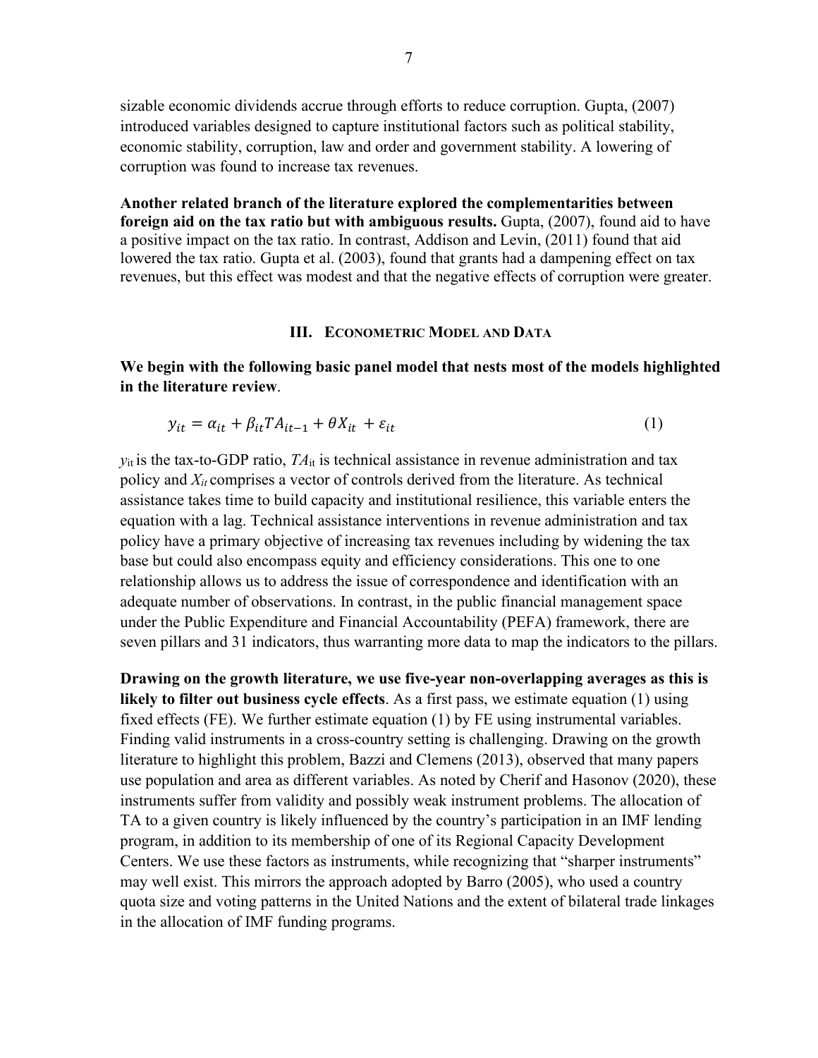sizable economic dividends accrue through efforts to reduce corruption. Gupta, (2007) introduced variables designed to capture institutional factors such as political stability, economic stability, corruption, law and order and government stability. A lowering of corruption was found to increase tax revenues.

**Another related branch of the literature explored the complementarities between foreign aid on the tax ratio but with ambiguous results.** Gupta, (2007), found aid to have a positive impact on the tax ratio. In contrast, Addison and Levin, (2011) found that aid lowered the tax ratio. Gupta et al. (2003), found that grants had a dampening effect on tax revenues, but this effect was modest and that the negative effects of corruption were greater.

## III. Econometric Model and Data

**We begin with the following basic panel model that nests most of the models highlighted in the literature review**.

$$y_{it} = \alpha_{it} + \beta_{it} TA_{it-1} + \theta X_{it} + \varepsilon_{it} \tag{1}$$

$y_{it}$ is the tax-to-GDP ratio, $TA_{it}$ is technical assistance in revenue administration and tax policy and $X_{it}$ comprises a vector of controls derived from the literature. As technical assistance takes time to build capacity and institutional resilience, this variable enters the equation with a lag. Technical assistance interventions in revenue administration and tax policy have a primary objective of increasing tax revenues including by widening the tax base but could also encompass equity and efficiency considerations. This one to one relationship allows us to address the issue of correspondence and identification with an adequate number of observations. In contrast, in the public financial management space under the Public Expenditure and Financial Accountability (PEFA) framework, there are seven pillars and 31 indicators, thus warranting more data to map the indicators to the pillars.

**Drawing on the growth literature, we use five-year non-overlapping averages as this is likely to filter out business cycle effects**. As a first pass, we estimate equation (1) using fixed effects (FE). We further estimate equation (1) by FE using instrumental variables. Finding valid instruments in a cross-country setting is challenging. Drawing on the growth literature to highlight this problem, Bazzi and Clemens (2013), observed that many papers use population and area as different variables. As noted by Cherif and Hasonov (2020), these instruments suffer from validity and possibly weak instrument problems. The allocation of TA to a given country is likely influenced by the country's participation in an IMF lending program, in addition to its membership of one of its Regional Capacity Development Centers. We use these factors as instruments, while recognizing that "sharper instruments" may well exist. This mirrors the approach adopted by Barro (2005), who used a country quota size and voting patterns in the United Nations and the extent of bilateral trade linkages in the allocation of IMF funding programs.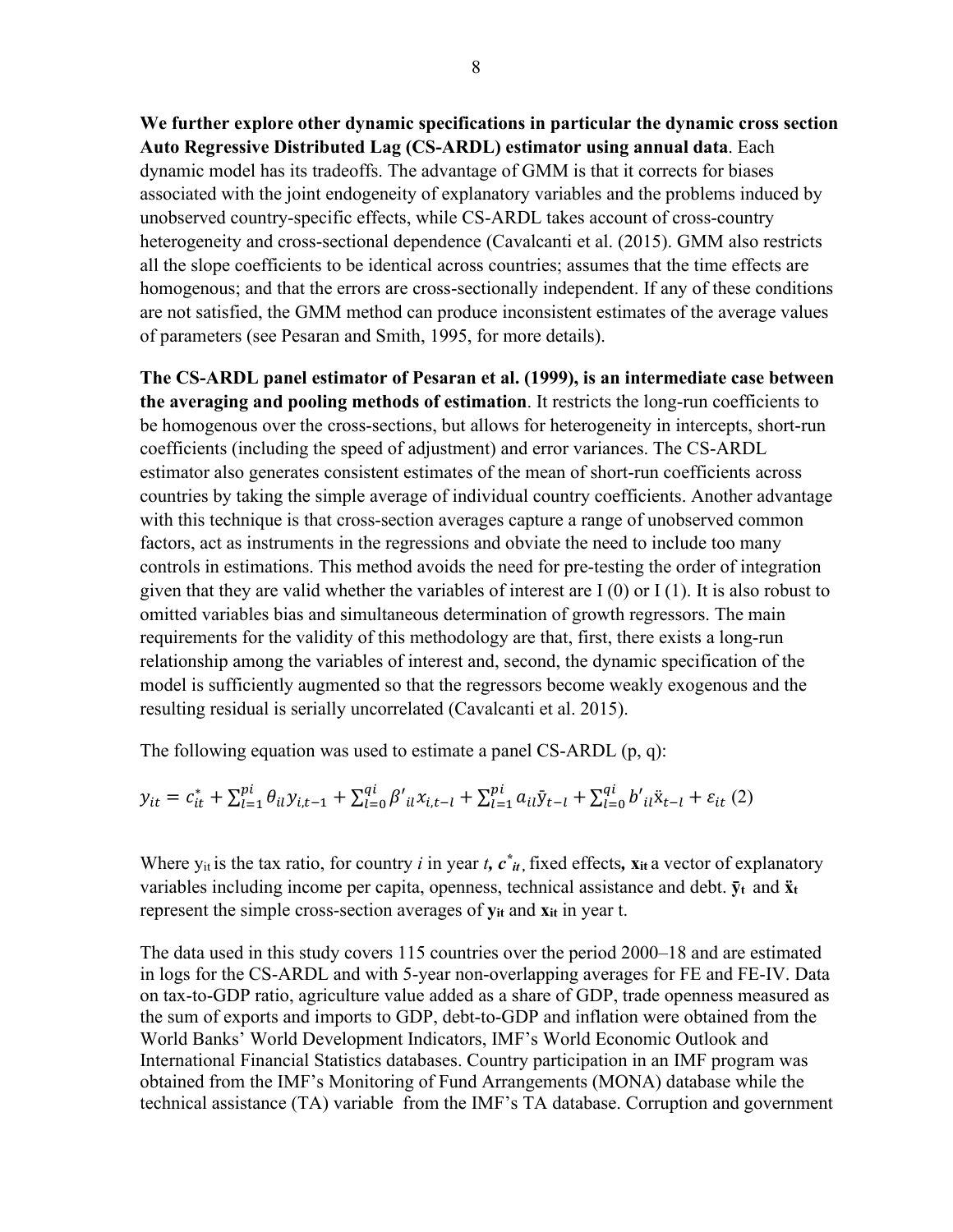**We further explore other dynamic specifications in particular the dynamic cross section Auto Regressive Distributed Lag (CS-ARDL) estimator using annual data**. Each dynamic model has its tradeoffs. The advantage of GMM is that it corrects for biases associated with the joint endogeneity of explanatory variables and the problems induced by unobserved country-specific effects, while CS-ARDL takes account of cross-country heterogeneity and cross-sectional dependence (Cavalcanti et al. (2015). GMM also restricts all the slope coefficients to be identical across countries; assumes that the time effects are homogenous; and that the errors are cross-sectionally independent. If any of these conditions are not satisfied, the GMM method can produce inconsistent estimates of the average values of parameters (see Pesaran and Smith, 1995, for more details).

**The CS-ARDL panel estimator of Pesaran et al. (1999), is an intermediate case between the averaging and pooling methods of estimation**. It restricts the long-run coefficients to be homogenous over the cross-sections, but allows for heterogeneity in intercepts, short-run coefficients (including the speed of adjustment) and error variances. The CS-ARDL estimator also generates consistent estimates of the mean of short-run coefficients across countries by taking the simple average of individual country coefficients. Another advantage with this technique is that cross-section averages capture a range of unobserved common factors, act as instruments in the regressions and obviate the need to include too many controls in estimations. This method avoids the need for pre-testing the order of integration given that they are valid whether the variables of interest are I (0) or I (1). It is also robust to omitted variables bias and simultaneous determination of growth regressors. The main requirements for the validity of this methodology are that, first, there exists a long-run relationship among the variables of interest and, second, the dynamic specification of the model is sufficiently augmented so that the regressors become weakly exogenous and the resulting residual is serially uncorrelated (Cavalcanti et al. 2015).

The following equation was used to estimate a panel CS-ARDL (p, q):

$$y_{it} = c_{it}^{*} + \sum_{l=1}^{pi} \theta_{il} y_{i,t-1} + \sum_{l=0}^{qi} \beta'_{il} x_{i,t-l} + \sum_{l=1}^{pi} a_{il} \bar{y}_{t-l} + \sum_{l=0}^{qi} b'_{il} \ddot{x}_{t-l} + \varepsilon_{it} \quad (2)$$

Where $y_{it}$ is the tax ratio, for country *i* in year *t*, $c^{*}_{it}$, fixed effects, $\mathbf{x_{it}}$ a vector of explanatory variables including income per capita, openness, technical assistance and debt. $\bar{\mathbf{y}}_{\mathbf{t}}$ and $\ddot{\mathbf{x}}_{\mathbf{t}}$ represent the simple cross-section averages of $\mathbf{y_{it}}$ and $\mathbf{x_{it}}$ in year t.

The data used in this study covers 115 countries over the period 2000–18 and are estimated in logs for the CS-ARDL and with 5-year non-overlapping averages for FE and FE-IV. Data on tax-to-GDP ratio, agriculture value added as a share of GDP, trade openness measured as the sum of exports and imports to GDP, debt-to-GDP and inflation were obtained from the World Banks' World Development Indicators, IMF's World Economic Outlook and International Financial Statistics databases. Country participation in an IMF program was obtained from the IMF's Monitoring of Fund Arrangements (MONA) database while the technical assistance (TA) variable from the IMF's TA database. Corruption and government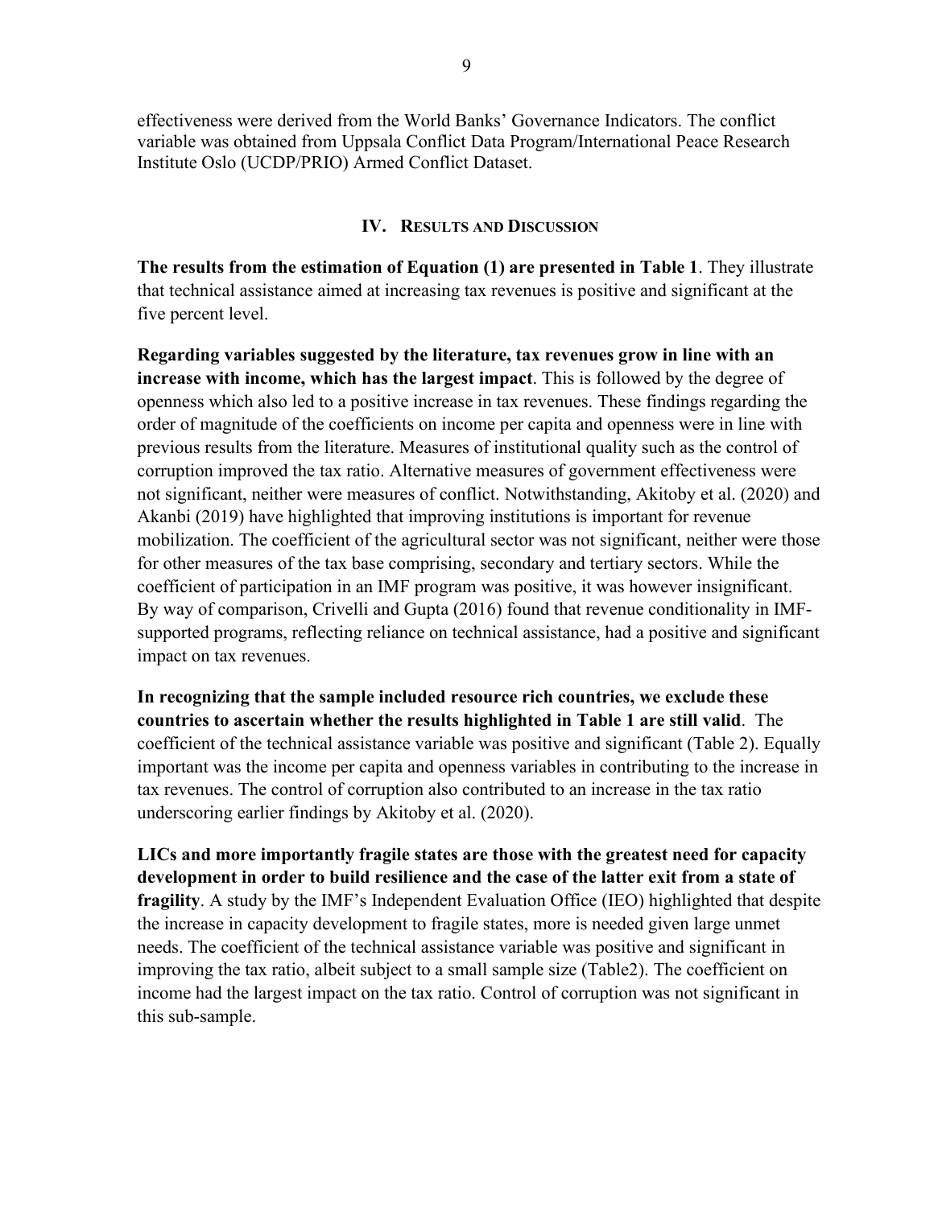effectiveness were derived from the World Banks' Governance Indicators. The conflict variable was obtained from Uppsala Conflict Data Program/International Peace Research Institute Oslo (UCDP/PRIO) Armed Conflict Dataset.

## IV. Results and Discussion

**The results from the estimation of Equation (1) are presented in Table 1**. They illustrate that technical assistance aimed at increasing tax revenues is positive and significant at the five percent level.

**Regarding variables suggested by the literature, tax revenues grow in line with an increase with income, which has the largest impact**. This is followed by the degree of openness which also led to a positive increase in tax revenues. These findings regarding the order of magnitude of the coefficients on income per capita and openness were in line with previous results from the literature. Measures of institutional quality such as the control of corruption improved the tax ratio. Alternative measures of government effectiveness were not significant, neither were measures of conflict. Notwithstanding, Akitoby et al. (2020) and Akanbi (2019) have highlighted that improving institutions is important for revenue mobilization. The coefficient of the agricultural sector was not significant, neither were those for other measures of the tax base comprising, secondary and tertiary sectors. While the coefficient of participation in an IMF program was positive, it was however insignificant. By way of comparison, Crivelli and Gupta (2016) found that revenue conditionality in IMF-supported programs, reflecting reliance on technical assistance, had a positive and significant impact on tax revenues.

**In recognizing that the sample included resource rich countries, we exclude these countries to ascertain whether the results highlighted in Table 1 are still valid**. The coefficient of the technical assistance variable was positive and significant (Table 2). Equally important was the income per capita and openness variables in contributing to the increase in tax revenues. The control of corruption also contributed to an increase in the tax ratio underscoring earlier findings by Akitoby et al. (2020).

**LICs and more importantly fragile states are those with the greatest need for capacity development in order to build resilience and the case of the latter exit from a state of fragility**. A study by the IMF's Independent Evaluation Office (IEO) highlighted that despite the increase in capacity development to fragile states, more is needed given large unmet needs. The coefficient of the technical assistance variable was positive and significant in improving the tax ratio, albeit subject to a small sample size (Table2). The coefficient on income had the largest impact on the tax ratio. Control of corruption was not significant in this sub-sample.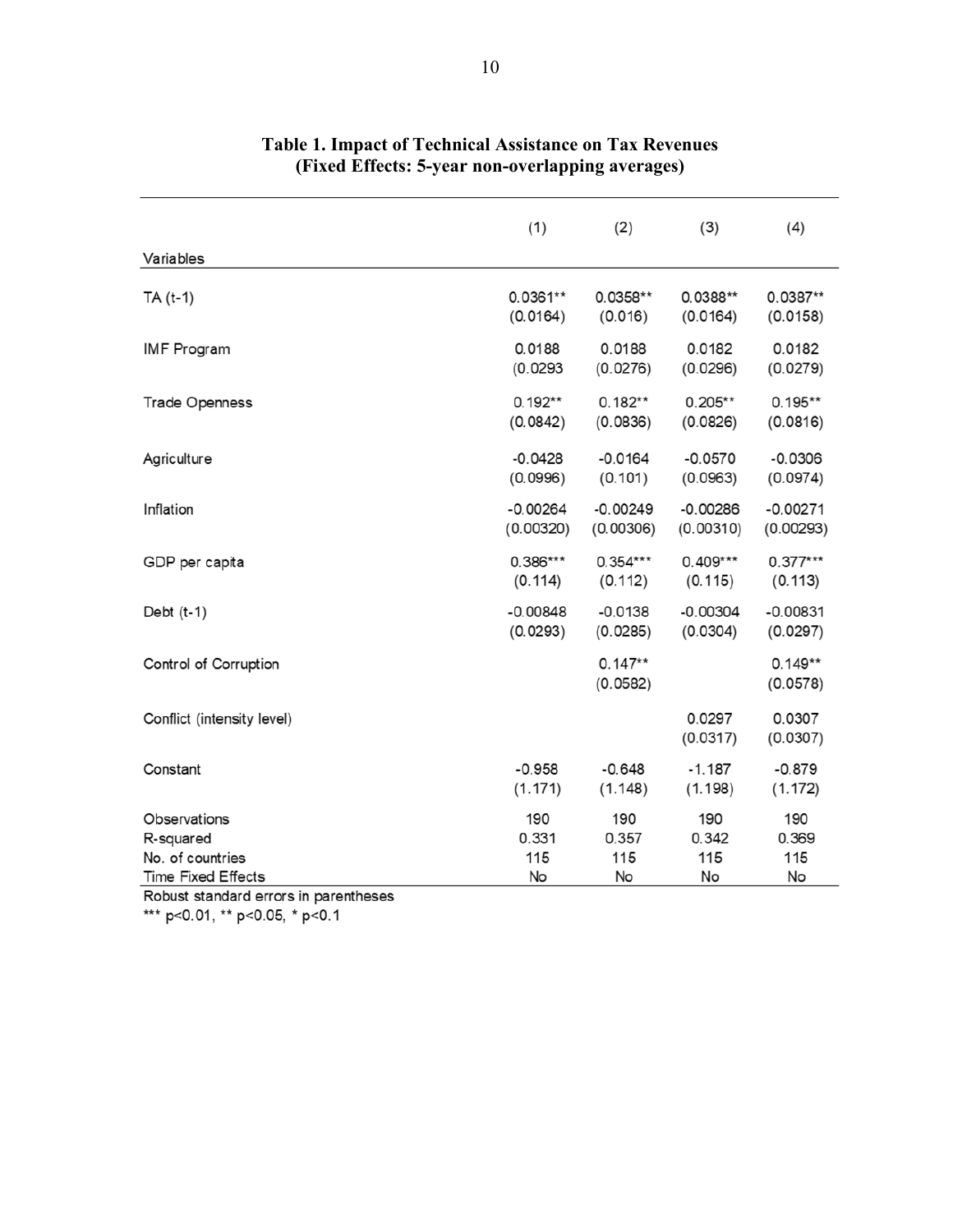**Table 1. Impact of Technical Assistance on Tax Revenues**
**(Fixed Effects: 5-year non-overlapping averages)**

| Variables | (1) | (2) | (3) | (4) |
|---|---|---|---|---|
| TA (t-1) | 0.0361** | 0.0358** | 0.0388** | 0.0387** |
| | (0.0164) | (0.016) | (0.0164) | (0.0158) |
| IMF Program | 0.0188 | 0.0188 | 0.0182 | 0.0182 |
| | (0.0293 | (0.0276) | (0.0296) | (0.0279) |
| Trade Openness | 0.192** | 0.182** | 0.205** | 0.195** |
| | (0.0842) | (0.0836) | (0.0826) | (0.0816) |
| Agriculture | -0.0428 | -0.0164 | -0.0570 | -0.0306 |
| | (0.0996) | (0.101) | (0.0963) | (0.0974) |
| Inflation | -0.00264 | -0.00249 | -0.00286 | -0.00271 |
| | (0.00320) | (0.00306) | (0.00310) | (0.00293) |
| GDP per capita | 0.386*** | 0.354*** | 0.409*** | 0.377*** |
| | (0.114) | (0.112) | (0.115) | (0.113) |
| Debt (t-1) | -0.00848 | -0.0138 | -0.00304 | -0.00831 |
| | (0.0293) | (0.0285) | (0.0304) | (0.0297) |
| Control of Corruption | | 0.147** | | 0.149** |
| | | (0.0582) | | (0.0578) |
| Conflict (intensity level) | | | 0.0297 | 0.0307 |
| | | | (0.0317) | (0.0307) |
| Constant | -0.958 | -0.648 | -1.187 | -0.879 |
| | (1.171) | (1.148) | (1.198) | (1.172) |
| Observations | 190 | 190 | 190 | 190 |
| R-squared | 0.331 | 0.357 | 0.342 | 0.369 |
| No. of countries | 115 | 115 | 115 | 115 |
| Time Fixed Effects | No | No | No | No |

Robust standard errors in parentheses

*** $p<0.01$, ** $p<0.05$, * $p<0.1$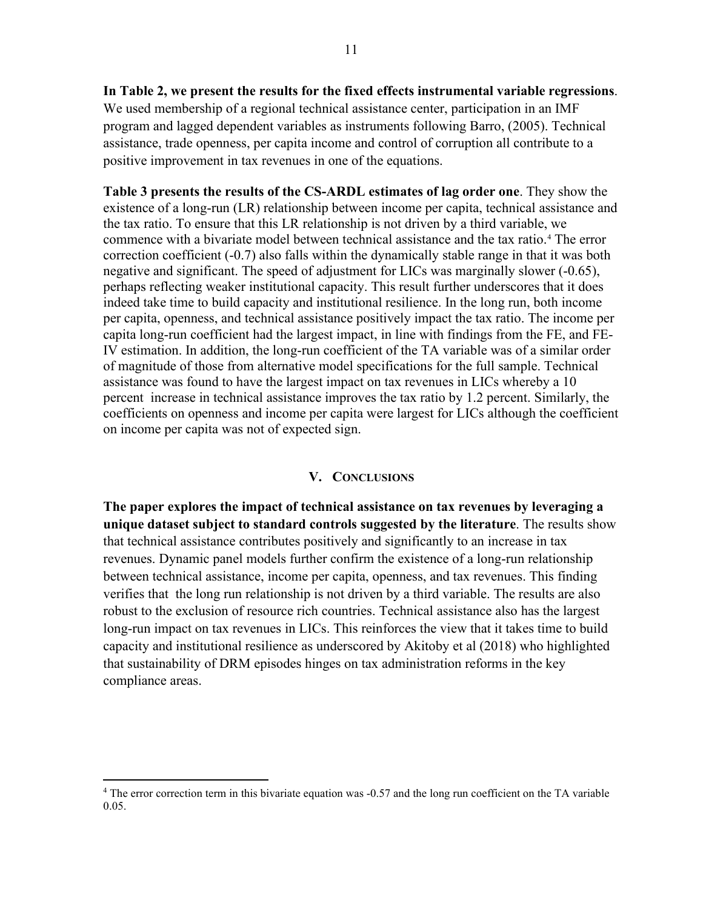**In Table 2, we present the results for the fixed effects instrumental variable regressions**. We used membership of a regional technical assistance center, participation in an IMF program and lagged dependent variables as instruments following Barro, (2005). Technical assistance, trade openness, per capita income and control of corruption all contribute to a positive improvement in tax revenues in one of the equations.

**Table 3 presents the results of the CS-ARDL estimates of lag order one**. They show the existence of a long-run (LR) relationship between income per capita, technical assistance and the tax ratio. To ensure that this LR relationship is not driven by a third variable, we commence with a bivariate model between technical assistance and the tax ratio.[4] The error correction coefficient (-0.7) also falls within the dynamically stable range in that it was both negative and significant. The speed of adjustment for LICs was marginally slower (-0.65), perhaps reflecting weaker institutional capacity. This result further underscores that it does indeed take time to build capacity and institutional resilience. In the long run, both income per capita, openness, and technical assistance positively impact the tax ratio. The income per capita long-run coefficient had the largest impact, in line with findings from the FE, and FE-IV estimation. In addition, the long-run coefficient of the TA variable was of a similar order of magnitude of those from alternative model specifications for the full sample. Technical assistance was found to have the largest impact on tax revenues in LICs whereby a 10 percent increase in technical assistance improves the tax ratio by 1.2 percent. Similarly, the coefficients on openness and income per capita were largest for LICs although the coefficient on income per capita was not of expected sign.

## V. Conclusions

**The paper explores the impact of technical assistance on tax revenues by leveraging a unique dataset subject to standard controls suggested by the literature**. The results show that technical assistance contributes positively and significantly to an increase in tax revenues. Dynamic panel models further confirm the existence of a long-run relationship between technical assistance, income per capita, openness, and tax revenues. This finding verifies that the long run relationship is not driven by a third variable. The results are also robust to the exclusion of resource rich countries. Technical assistance also has the largest long-run impact on tax revenues in LICs. This reinforces the view that it takes time to build capacity and institutional resilience as underscored by Akitoby et al (2018) who highlighted that sustainability of DRM episodes hinges on tax administration reforms in the key compliance areas.

---

[4] The error correction term in this bivariate equation was -0.57 and the long run coefficient on the TA variable 0.05.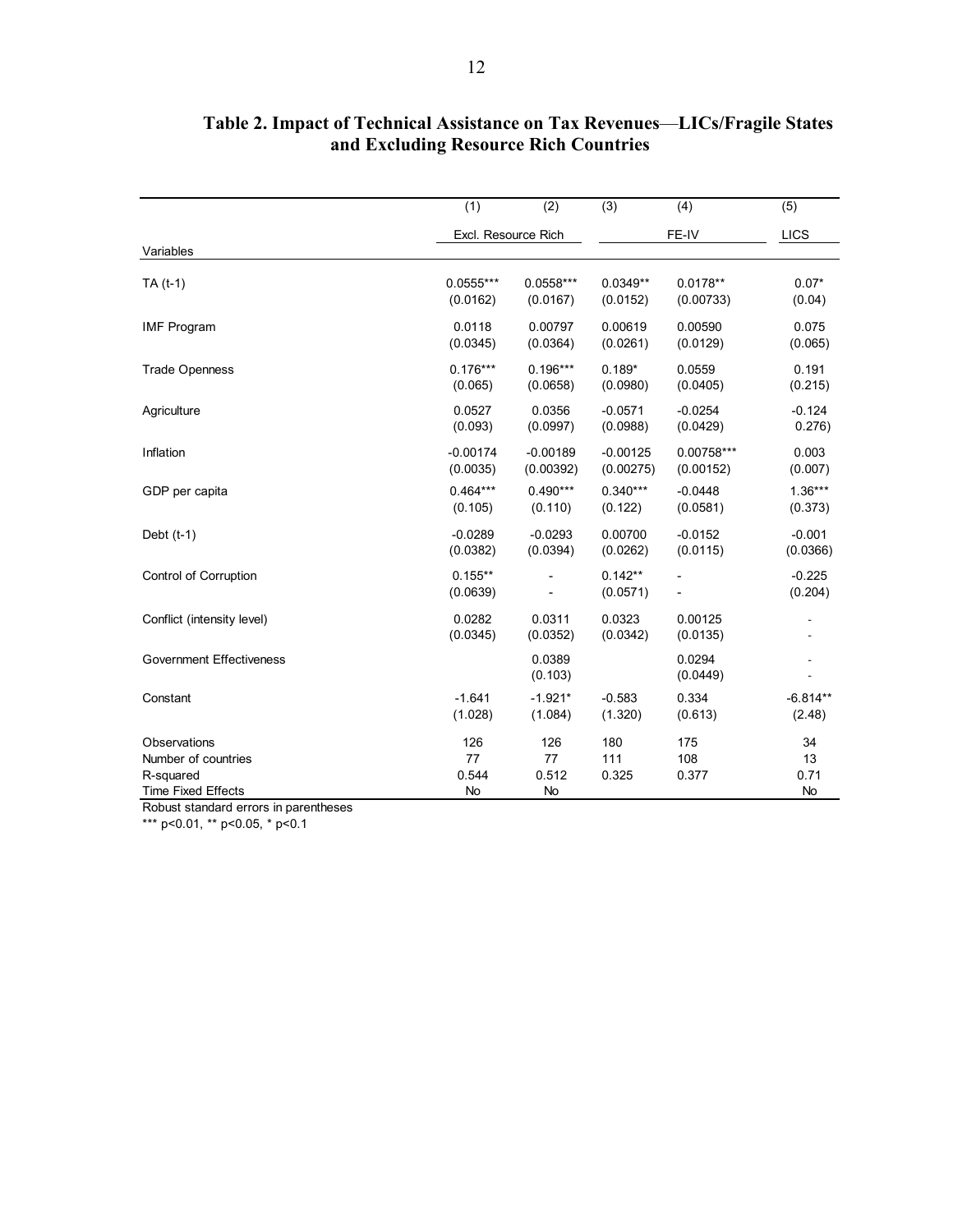## Table 2. Impact of Technical Assistance on Tax Revenues—LICs/Fragile States and Excluding Resource Rich Countries

| | (1) | (2) | (3) | (4) | (5) |
|---|---|---|---|---|---|
| | Excl. Resource Rich | | FE-IV | | LICS |
| Variables | | | | | |
| TA (t-1) | 0.0555*** | 0.0558*** | 0.0349** | 0.0178** | 0.07* |
| | (0.0162) | (0.0167) | (0.0152) | (0.00733) | (0.04) |
| IMF Program | 0.0118 | 0.00797 | 0.00619 | 0.00590 | 0.075 |
| | (0.0345) | (0.0364) | (0.0261) | (0.0129) | (0.065) |
| Trade Openness | 0.176*** | 0.196*** | 0.189* | 0.0559 | 0.191 |
| | (0.065) | (0.0658) | (0.0980) | (0.0405) | (0.215) |
| Agriculture | 0.0527 | 0.0356 | -0.0571 | -0.0254 | -0.124 |
| | (0.093) | (0.0997) | (0.0988) | (0.0429) | 0.276) |
| Inflation | -0.00174 | -0.00189 | -0.00125 | 0.00758*** | 0.003 |
| | (0.0035) | (0.00392) | (0.00275) | (0.00152) | (0.007) |
| GDP per capita | 0.464*** | 0.490*** | 0.340*** | -0.0448 | 1.36*** |
| | (0.105) | (0.110) | (0.122) | (0.0581) | (0.373) |
| Debt (t-1) | -0.0289 | -0.0293 | 0.00700 | -0.0152 | -0.001 |
| | (0.0382) | (0.0394) | (0.0262) | (0.0115) | (0.0366) |
| Control of Corruption | 0.155** | - | 0.142** | - | -0.225 |
| | (0.0639) | - | (0.0571) | - | (0.204) |
| Conflict (intensity level) | 0.0282 | 0.0311 | 0.0323 | 0.00125 | - |
| | (0.0345) | (0.0352) | (0.0342) | (0.0135) | - |
| Government Effectiveness | | 0.0389 | | 0.0294 | - |
| | | (0.103) | | (0.0449) | - |
| Constant | -1.641 | -1.921* | -0.583 | 0.334 | -6.814** |
| | (1.028) | (1.084) | (1.320) | (0.613) | (2.48) |
| Observations | 126 | 126 | 180 | 175 | 34 |
| Number of countries | 77 | 77 | 111 | 108 | 13 |
| R-squared | 0.544 | 0.512 | 0.325 | 0.377 | 0.71 |
| Time Fixed Effects | No | No | | | No |

Robust standard errors in parentheses

*** p<0.01, ** p<0.05, * p<0.1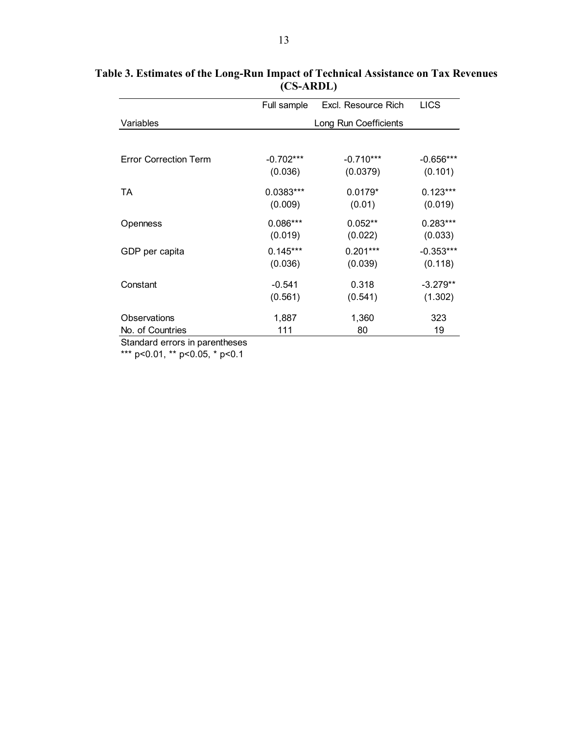**Table 3. Estimates of the Long-Run Impact of Technical Assistance on Tax Revenues (CS-ARDL)**

| | Full sample | Excl. Resource Rich | LICS |
|---|---|---|---|
| Variables | Long Run Coefficients | | |
| Error Correction Term | -0.702*** | -0.710*** | -0.656*** |
| | (0.036) | (0.0379) | (0.101) |
| TA | 0.0383*** | 0.0179* | 0.123*** |
| | (0.009) | (0.01) | (0.019) |
| Openness | 0.086*** | 0.052** | 0.283*** |
| | (0.019) | (0.022) | (0.033) |
| GDP per capita | 0.145*** | 0.201*** | -0.353*** |
| | (0.036) | (0.039) | (0.118) |
| Constant | -0.541 | 0.318 | -3.279** |
| | (0.561) | (0.541) | (1.302) |
| Observations | 1,887 | 1,360 | 323 |
| No. of Countries | 111 | 80 | 19 |

Standard errors in parentheses

*** p<0.01, ** p<0.05, * p<0.1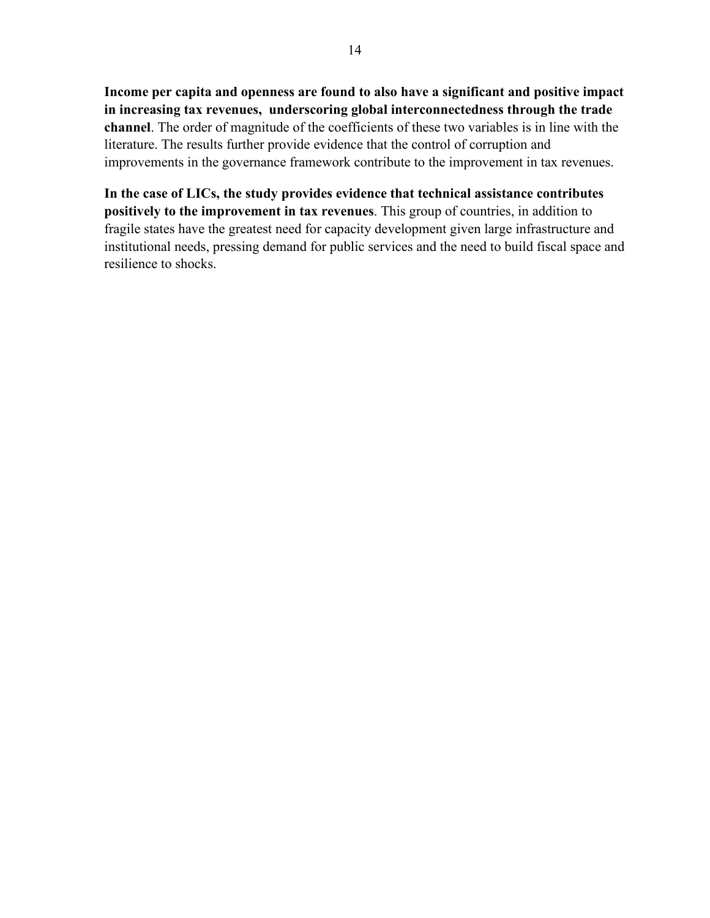**Income per capita and openness are found to also have a significant and positive impact in increasing tax revenues, underscoring global interconnectedness through the trade channel**. The order of magnitude of the coefficients of these two variables is in line with the literature. The results further provide evidence that the control of corruption and improvements in the governance framework contribute to the improvement in tax revenues.

**In the case of LICs, the study provides evidence that technical assistance contributes positively to the improvement in tax revenues**. This group of countries, in addition to fragile states have the greatest need for capacity development given large infrastructure and institutional needs, pressing demand for public services and the need to build fiscal space and resilience to shocks.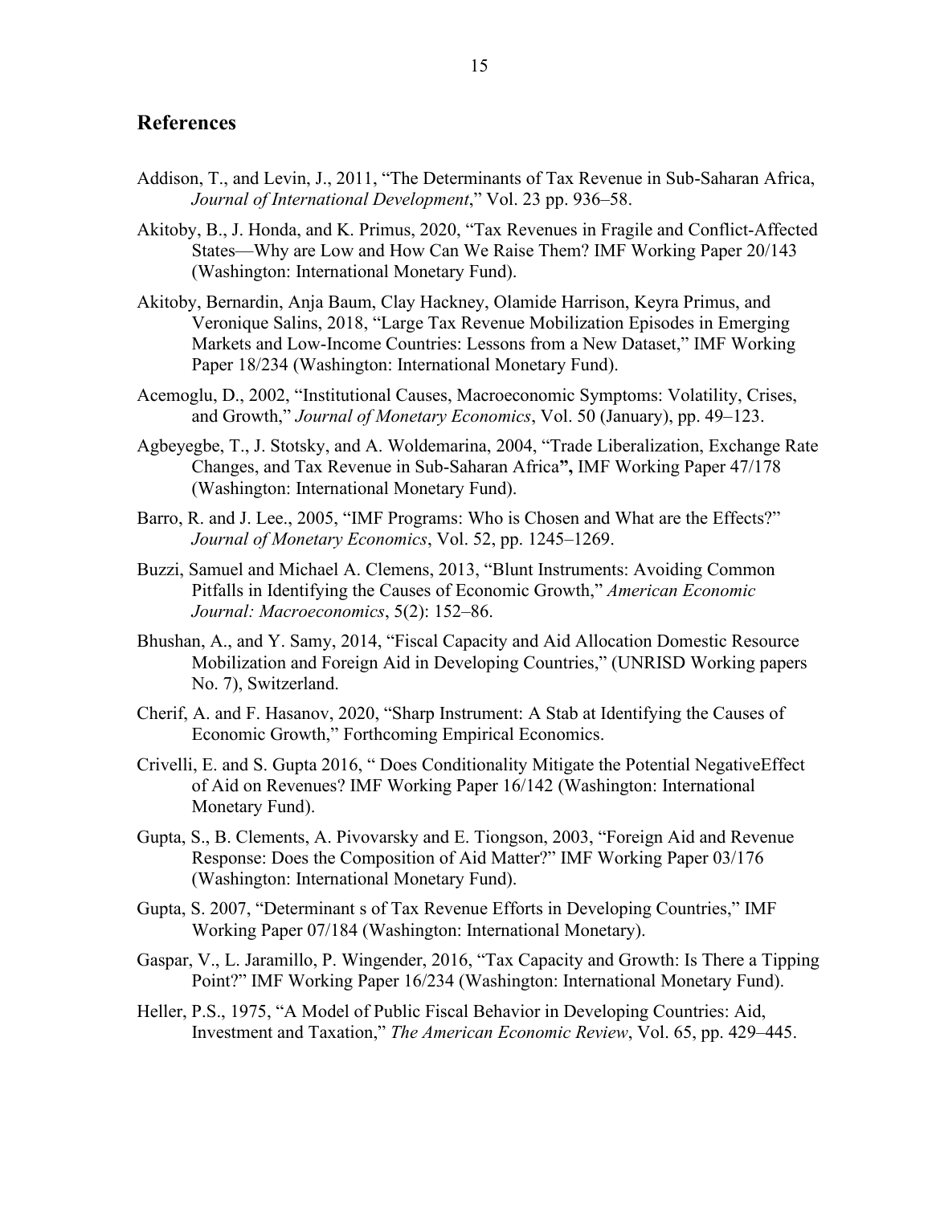## References

Addison, T., and Levin, J., 2011, "The Determinants of Tax Revenue in Sub-Saharan Africa, *Journal of International Development*," Vol. 23 pp. 936–58.

Akitoby, B., J. Honda, and K. Primus, 2020, "Tax Revenues in Fragile and Conflict-Affected States—Why are Low and How Can We Raise Them? IMF Working Paper 20/143 (Washington: International Monetary Fund).

Akitoby, Bernardin, Anja Baum, Clay Hackney, Olamide Harrison, Keyra Primus, and Veronique Salins, 2018, "Large Tax Revenue Mobilization Episodes in Emerging Markets and Low-Income Countries: Lessons from a New Dataset," IMF Working Paper 18/234 (Washington: International Monetary Fund).

Acemoglu, D., 2002, "Institutional Causes, Macroeconomic Symptoms: Volatility, Crises, and Growth," *Journal of Monetary Economics*, Vol. 50 (January), pp. 49–123.

Agbeyegbe, T., J. Stotsky, and A. Woldemarina, 2004, "Trade Liberalization, Exchange Rate Changes, and Tax Revenue in Sub-Saharan Africa**",** IMF Working Paper 47/178 (Washington: International Monetary Fund).

Barro, R. and J. Lee., 2005, "IMF Programs: Who is Chosen and What are the Effects?" *Journal of Monetary Economics*, Vol. 52, pp. 1245–1269.

Buzzi, Samuel and Michael A. Clemens, 2013, "Blunt Instruments: Avoiding Common Pitfalls in Identifying the Causes of Economic Growth," *American Economic Journal: Macroeconomics*, 5(2): 152–86.

Bhushan, A., and Y. Samy, 2014, "Fiscal Capacity and Aid Allocation Domestic Resource Mobilization and Foreign Aid in Developing Countries," (UNRISD Working papers No. 7), Switzerland.

Cherif, A. and F. Hasanov, 2020, "Sharp Instrument: A Stab at Identifying the Causes of Economic Growth," Forthcoming Empirical Economics.

Crivelli, E. and S. Gupta 2016, " Does Conditionality Mitigate the Potential NegativeEffect of Aid on Revenues? IMF Working Paper 16/142 (Washington: International Monetary Fund).

Gupta, S., B. Clements, A. Pivovarsky and E. Tiongson, 2003, "Foreign Aid and Revenue Response: Does the Composition of Aid Matter?" IMF Working Paper 03/176 (Washington: International Monetary Fund).

Gupta, S. 2007, "Determinant s of Tax Revenue Efforts in Developing Countries," IMF Working Paper 07/184 (Washington: International Monetary).

Gaspar, V., L. Jaramillo, P. Wingender, 2016, "Tax Capacity and Growth: Is There a Tipping Point?" IMF Working Paper 16/234 (Washington: International Monetary Fund).

Heller, P.S., 1975, "A Model of Public Fiscal Behavior in Developing Countries: Aid, Investment and Taxation," *The American Economic Review*, Vol. 65, pp. 429–445.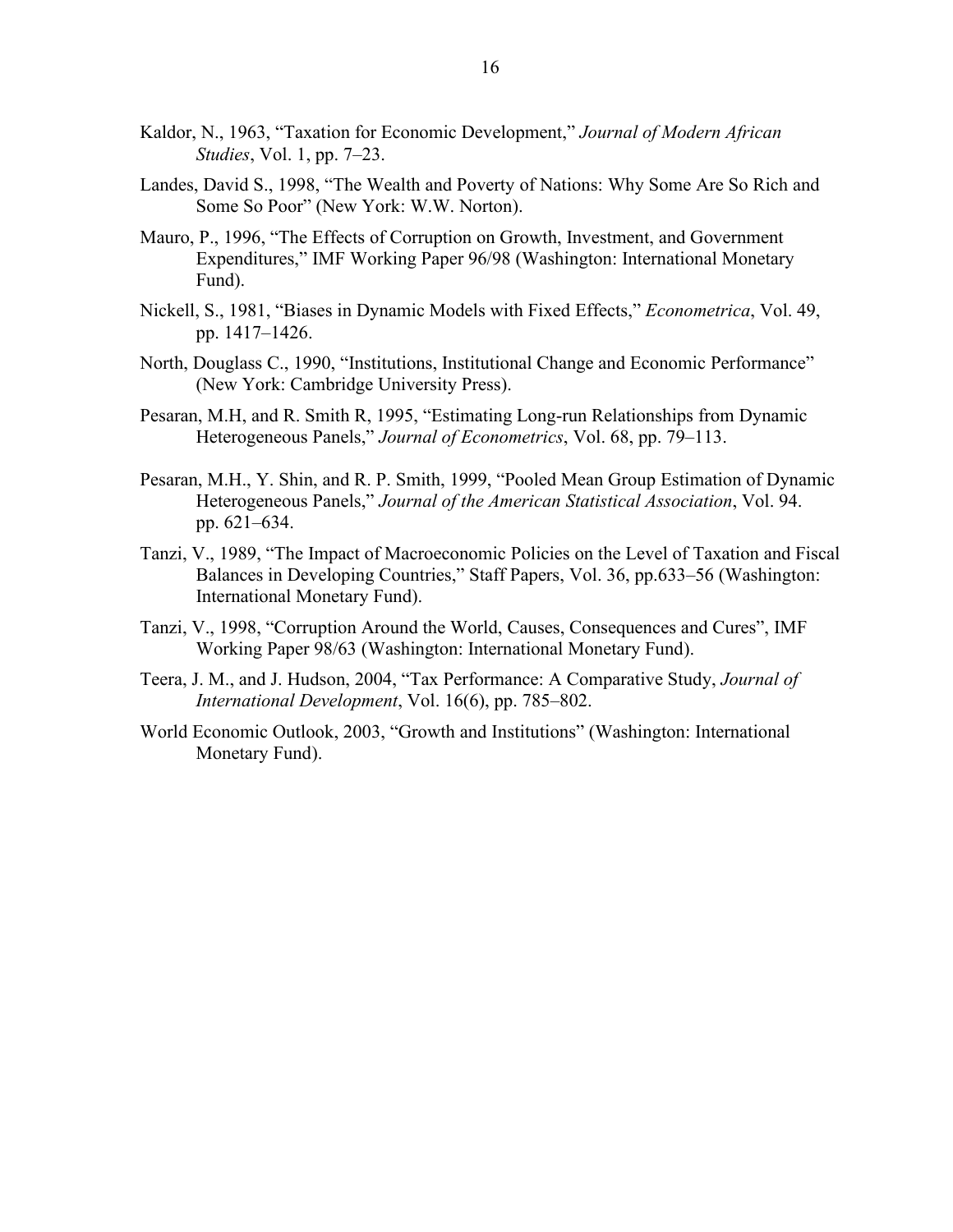Kaldor, N., 1963, "Taxation for Economic Development," *Journal of Modern African Studies*, Vol. 1, pp. 7–23.

Landes, David S., 1998, "The Wealth and Poverty of Nations: Why Some Are So Rich and Some So Poor" (New York: W.W. Norton).

Mauro, P., 1996, "The Effects of Corruption on Growth, Investment, and Government Expenditures," IMF Working Paper 96/98 (Washington: International Monetary Fund).

Nickell, S., 1981, "Biases in Dynamic Models with Fixed Effects," *Econometrica*, Vol. 49, pp. 1417–1426.

North, Douglass C., 1990, "Institutions, Institutional Change and Economic Performance" (New York: Cambridge University Press).

Pesaran, M.H, and R. Smith R, 1995, "Estimating Long-run Relationships from Dynamic Heterogeneous Panels," *Journal of Econometrics*, Vol. 68, pp. 79–113.

Pesaran, M.H., Y. Shin, and R. P. Smith, 1999, "Pooled Mean Group Estimation of Dynamic Heterogeneous Panels," *Journal of the American Statistical Association*, Vol. 94. pp. 621–634.

Tanzi, V., 1989, "The Impact of Macroeconomic Policies on the Level of Taxation and Fiscal Balances in Developing Countries," Staff Papers, Vol. 36, pp.633–56 (Washington: International Monetary Fund).

Tanzi, V., 1998, "Corruption Around the World, Causes, Consequences and Cures", IMF Working Paper 98/63 (Washington: International Monetary Fund).

Teera, J. M., and J. Hudson, 2004, "Tax Performance: A Comparative Study, *Journal of International Development*, Vol. 16(6), pp. 785–802.

World Economic Outlook, 2003, "Growth and Institutions" (Washington: International Monetary Fund).